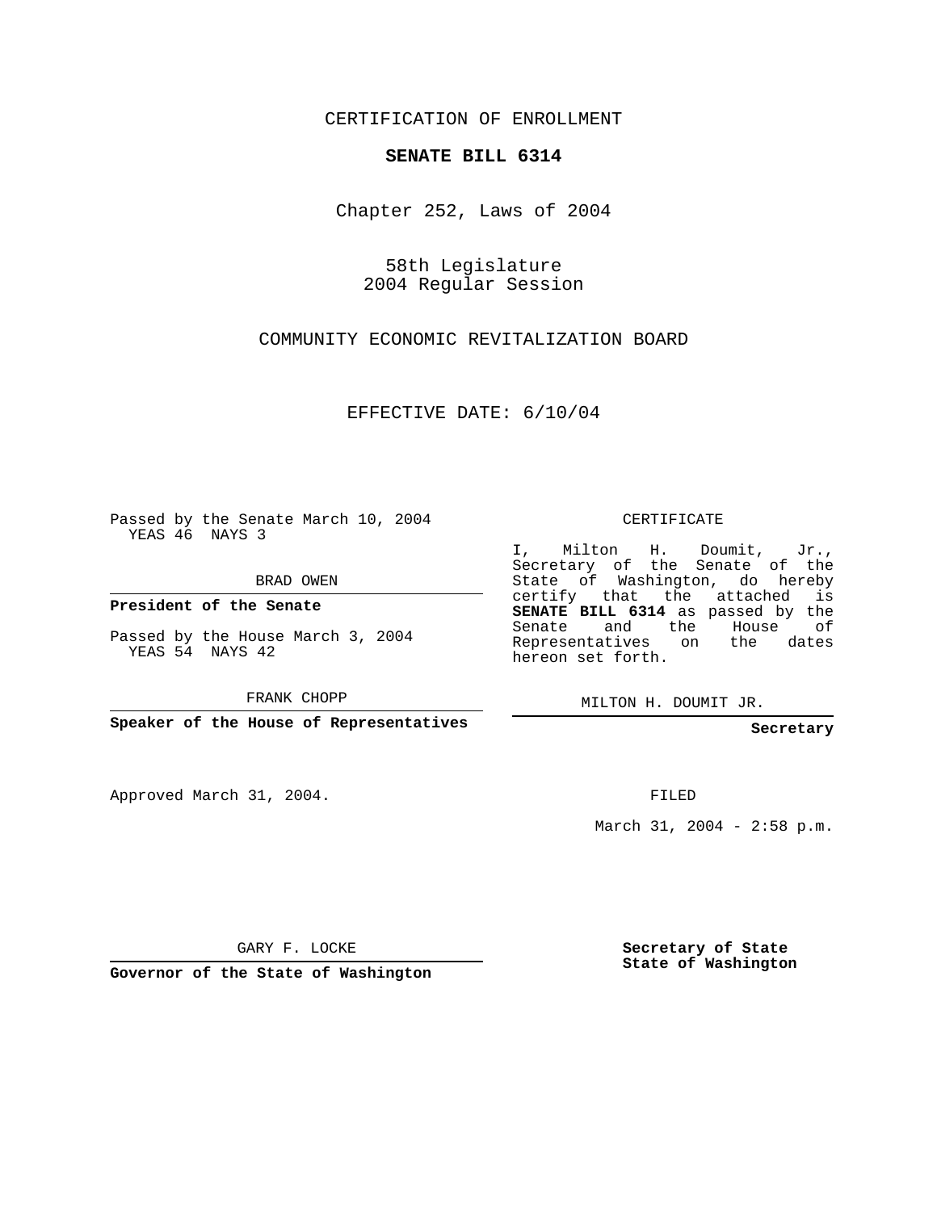CERTIFICATION OF ENROLLMENT

**SENATE BILL 6314**

Chapter 252, Laws of 2004

58th Legislature
2004 Regular Session

COMMUNITY ECONOMIC REVITALIZATION BOARD

EFFECTIVE DATE: 6/10/04

Passed by the Senate March 10, 2004
YEAS 46 NAYS 3

BRAD OWEN

**President of the Senate**

Passed by the House March 3, 2004
YEAS 54 NAYS 42

FRANK CHOPP

**Speaker of the House of Representatives**

CERTIFICATE

I, Milton H. Doumit, Jr., Secretary of the Senate of the State of Washington, do hereby certify that the attached is **SENATE BILL 6314** as passed by the Senate and the House of Representatives on the dates hereon set forth.

MILTON H. DOUMIT JR.

**Secretary**

Approved March 31, 2004.

FILED

March 31, 2004 - 2:58 p.m.

GARY F. LOCKE

**Governor of the State of Washington**

**Secretary of State**
**State of Washington**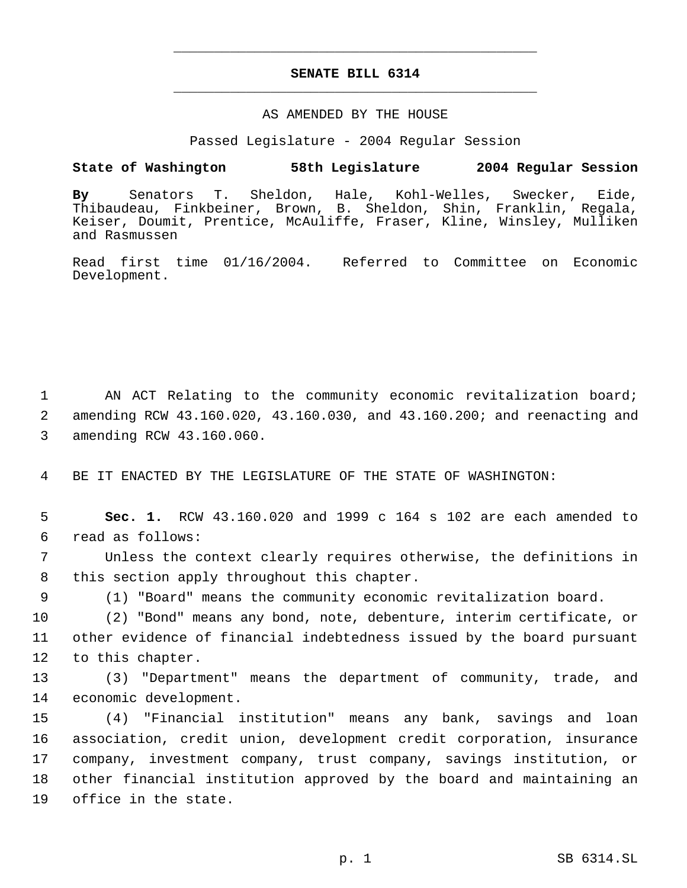# SENATE BILL 6314

AS AMENDED BY THE HOUSE

Passed Legislature - 2004 Regular Session

**State of Washington 58th Legislature 2004 Regular Session**

**By** Senators T. Sheldon, Hale, Kohl-Welles, Swecker, Eide, Thibaudeau, Finkbeiner, Brown, B. Sheldon, Shin, Franklin, Regala, Keiser, Doumit, Prentice, McAuliffe, Fraser, Kline, Winsley, Mulliken and Rasmussen

Read first time 01/16/2004. Referred to Committee on Economic Development.

1 AN ACT Relating to the community economic revitalization board;
2 amending RCW 43.160.020, 43.160.030, and 43.160.200; and reenacting and
3 amending RCW 43.160.060.

4 BE IT ENACTED BY THE LEGISLATURE OF THE STATE OF WASHINGTON:

5 **Sec. 1.** RCW 43.160.020 and 1999 c 164 s 102 are each amended to
6 read as follows:

7 Unless the context clearly requires otherwise, the definitions in
8 this section apply throughout this chapter.

9 (1) "Board" means the community economic revitalization board.

10 (2) "Bond" means any bond, note, debenture, interim certificate, or
11 other evidence of financial indebtedness issued by the board pursuant
12 to this chapter.

13 (3) "Department" means the department of community, trade, and
14 economic development.

15 (4) "Financial institution" means any bank, savings and loan
16 association, credit union, development credit corporation, insurance
17 company, investment company, trust company, savings institution, or
18 other financial institution approved by the board and maintaining an
19 office in the state.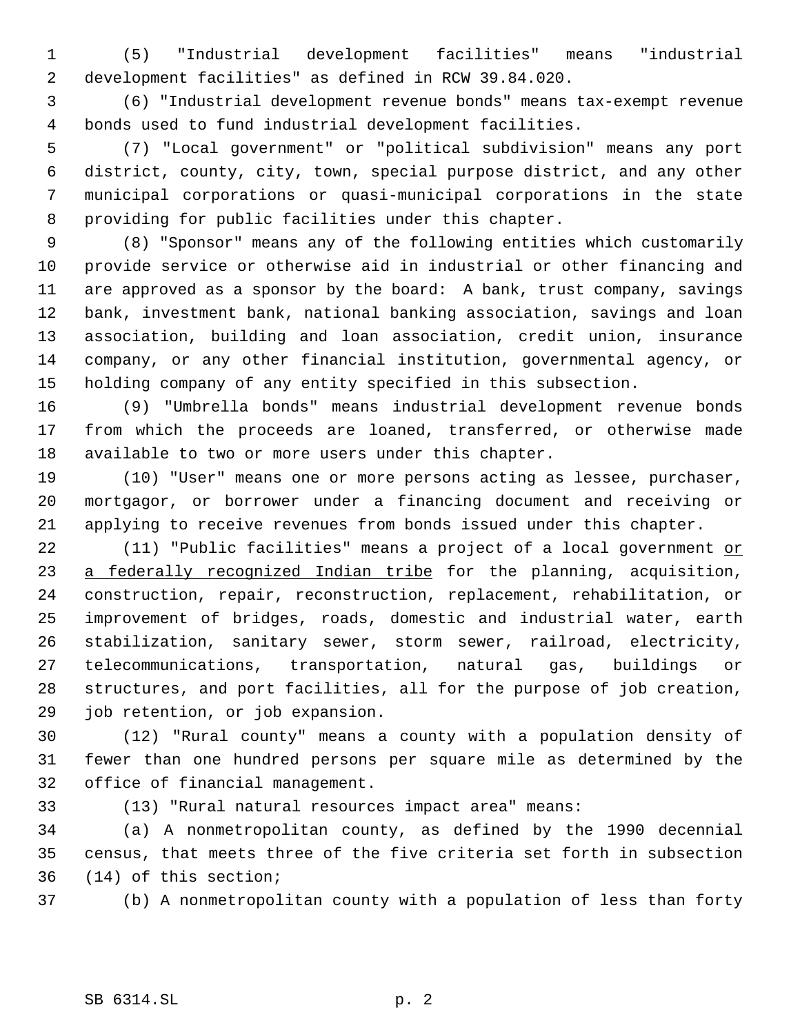(5) "Industrial development facilities" means "industrial development facilities" as defined in RCW 39.84.020.

(6) "Industrial development revenue bonds" means tax-exempt revenue bonds used to fund industrial development facilities.

(7) "Local government" or "political subdivision" means any port district, county, city, town, special purpose district, and any other municipal corporations or quasi-municipal corporations in the state providing for public facilities under this chapter.

(8) "Sponsor" means any of the following entities which customarily provide service or otherwise aid in industrial or other financing and are approved as a sponsor by the board: A bank, trust company, savings bank, investment bank, national banking association, savings and loan association, building and loan association, credit union, insurance company, or any other financial institution, governmental agency, or holding company of any entity specified in this subsection.

(9) "Umbrella bonds" means industrial development revenue bonds from which the proceeds are loaned, transferred, or otherwise made available to two or more users under this chapter.

(10) "User" means one or more persons acting as lessee, purchaser, mortgagor, or borrower under a financing document and receiving or applying to receive revenues from bonds issued under this chapter.

(11) "Public facilities" means a project of a local government <u>or a federally recognized Indian tribe</u> for the planning, acquisition, construction, repair, reconstruction, replacement, rehabilitation, or improvement of bridges, roads, domestic and industrial water, earth stabilization, sanitary sewer, storm sewer, railroad, electricity, telecommunications, transportation, natural gas, buildings or structures, and port facilities, all for the purpose of job creation, job retention, or job expansion.

(12) "Rural county" means a county with a population density of fewer than one hundred persons per square mile as determined by the office of financial management.

(13) "Rural natural resources impact area" means:

(a) A nonmetropolitan county, as defined by the 1990 decennial census, that meets three of the five criteria set forth in subsection (14) of this section;

(b) A nonmetropolitan county with a population of less than forty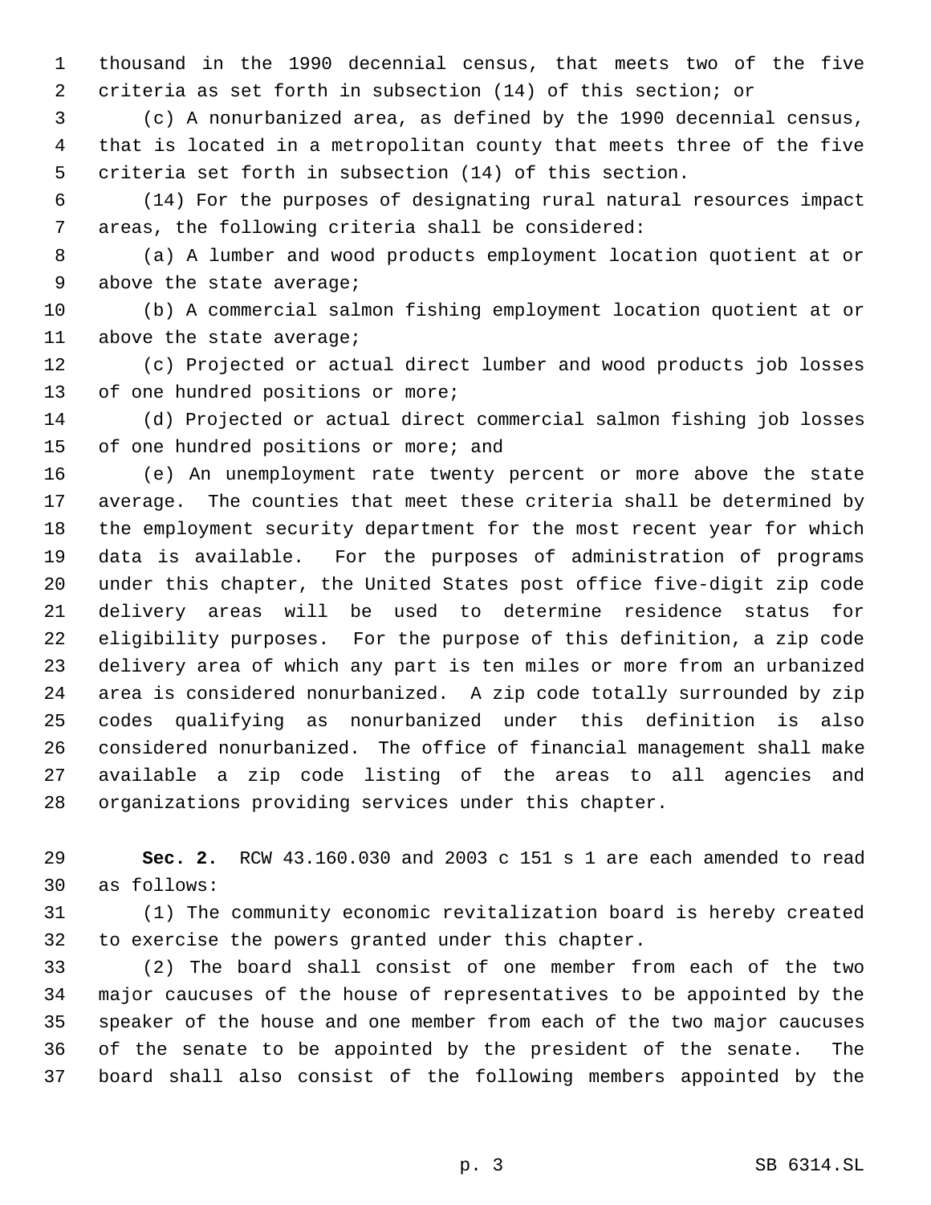thousand in the 1990 decennial census, that meets two of the five criteria as set forth in subsection (14) of this section; or

(c) A nonurbanized area, as defined by the 1990 decennial census, that is located in a metropolitan county that meets three of the five criteria set forth in subsection (14) of this section.

(14) For the purposes of designating rural natural resources impact areas, the following criteria shall be considered:

(a) A lumber and wood products employment location quotient at or above the state average;

(b) A commercial salmon fishing employment location quotient at or above the state average;

(c) Projected or actual direct lumber and wood products job losses of one hundred positions or more;

(d) Projected or actual direct commercial salmon fishing job losses of one hundred positions or more; and

(e) An unemployment rate twenty percent or more above the state average. The counties that meet these criteria shall be determined by the employment security department for the most recent year for which data is available. For the purposes of administration of programs under this chapter, the United States post office five-digit zip code delivery areas will be used to determine residence status for eligibility purposes. For the purpose of this definition, a zip code delivery area of which any part is ten miles or more from an urbanized area is considered nonurbanized. A zip code totally surrounded by zip codes qualifying as nonurbanized under this definition is also considered nonurbanized. The office of financial management shall make available a zip code listing of the areas to all agencies and organizations providing services under this chapter.

**Sec. 2.** RCW 43.160.030 and 2003 c 151 s 1 are each amended to read as follows:

(1) The community economic revitalization board is hereby created to exercise the powers granted under this chapter.

(2) The board shall consist of one member from each of the two major caucuses of the house of representatives to be appointed by the speaker of the house and one member from each of the two major caucuses of the senate to be appointed by the president of the senate. The board shall also consist of the following members appointed by the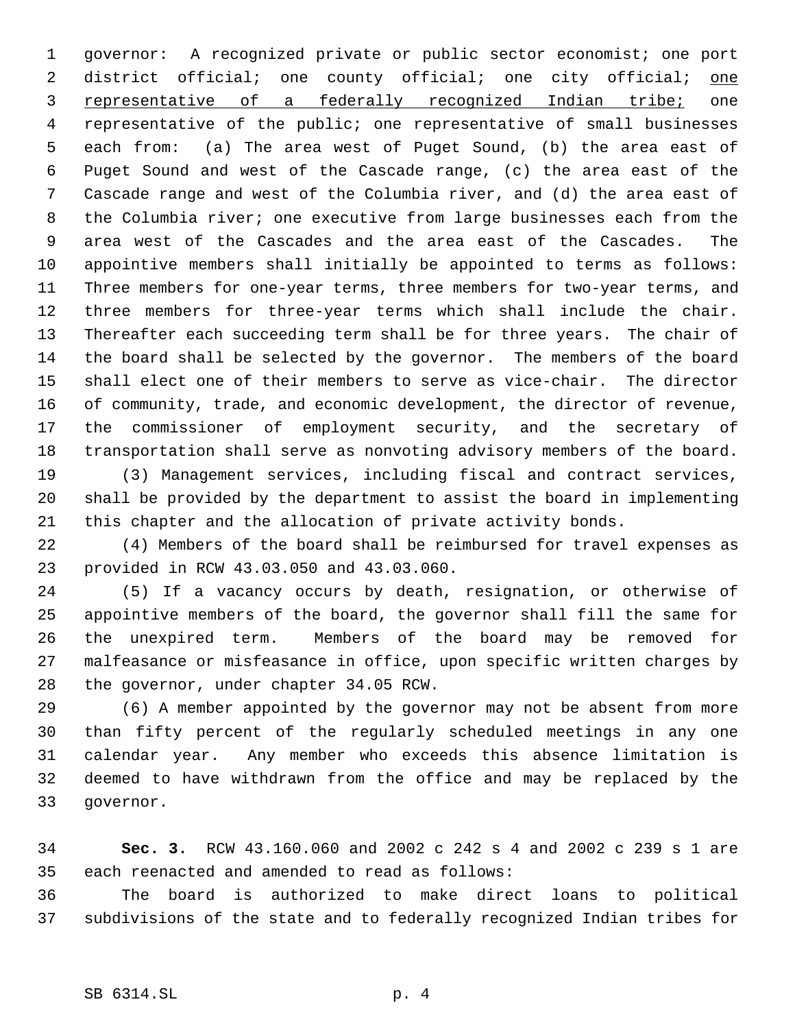governor: A recognized private or public sector economist; one port district official; one county official; one city official; <u>one representative of a federally recognized Indian tribe;</u> one representative of the public; one representative of small businesses each from: (a) The area west of Puget Sound, (b) the area east of Puget Sound and west of the Cascade range, (c) the area east of the Cascade range and west of the Columbia river, and (d) the area east of the Columbia river; one executive from large businesses each from the area west of the Cascades and the area east of the Cascades. The appointive members shall initially be appointed to terms as follows: Three members for one-year terms, three members for two-year terms, and three members for three-year terms which shall include the chair. Thereafter each succeeding term shall be for three years. The chair of the board shall be selected by the governor. The members of the board shall elect one of their members to serve as vice-chair. The director of community, trade, and economic development, the director of revenue, the commissioner of employment security, and the secretary of transportation shall serve as nonvoting advisory members of the board.

(3) Management services, including fiscal and contract services, shall be provided by the department to assist the board in implementing this chapter and the allocation of private activity bonds.

(4) Members of the board shall be reimbursed for travel expenses as provided in RCW 43.03.050 and 43.03.060.

(5) If a vacancy occurs by death, resignation, or otherwise of appointive members of the board, the governor shall fill the same for the unexpired term. Members of the board may be removed for malfeasance or misfeasance in office, upon specific written charges by the governor, under chapter 34.05 RCW.

(6) A member appointed by the governor may not be absent from more than fifty percent of the regularly scheduled meetings in any one calendar year. Any member who exceeds this absence limitation is deemed to have withdrawn from the office and may be replaced by the governor.

**Sec. 3.** RCW 43.160.060 and 2002 c 242 s 4 and 2002 c 239 s 1 are each reenacted and amended to read as follows:

The board is authorized to make direct loans to political subdivisions of the state and to federally recognized Indian tribes for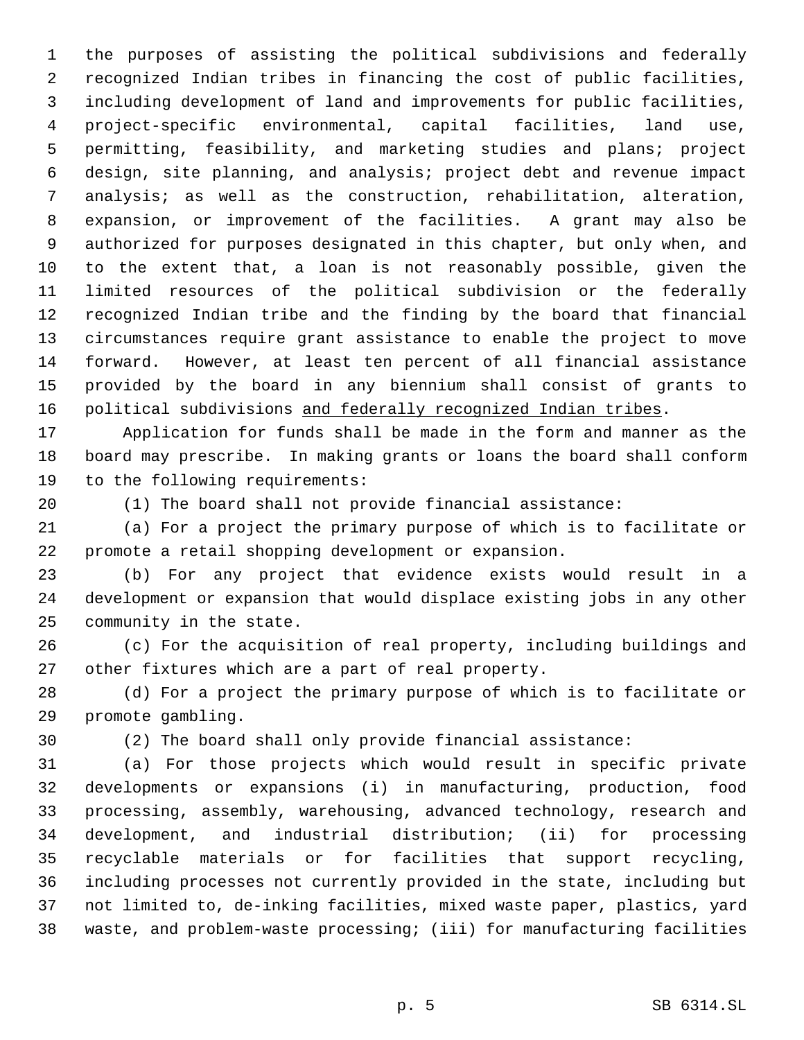the purposes of assisting the political subdivisions and federally recognized Indian tribes in financing the cost of public facilities, including development of land and improvements for public facilities, project-specific environmental, capital facilities, land use, permitting, feasibility, and marketing studies and plans; project design, site planning, and analysis; project debt and revenue impact analysis; as well as the construction, rehabilitation, alteration, expansion, or improvement of the facilities. A grant may also be authorized for purposes designated in this chapter, but only when, and to the extent that, a loan is not reasonably possible, given the limited resources of the political subdivision or the federally recognized Indian tribe and the finding by the board that financial circumstances require grant assistance to enable the project to move forward. However, at least ten percent of all financial assistance provided by the board in any biennium shall consist of grants to political subdivisions <u>and federally recognized Indian tribes</u>.

Application for funds shall be made in the form and manner as the board may prescribe. In making grants or loans the board shall conform to the following requirements:

(1) The board shall not provide financial assistance:

(a) For a project the primary purpose of which is to facilitate or promote a retail shopping development or expansion.

(b) For any project that evidence exists would result in a development or expansion that would displace existing jobs in any other community in the state.

(c) For the acquisition of real property, including buildings and other fixtures which are a part of real property.

(d) For a project the primary purpose of which is to facilitate or promote gambling.

(2) The board shall only provide financial assistance:

(a) For those projects which would result in specific private developments or expansions (i) in manufacturing, production, food processing, assembly, warehousing, advanced technology, research and development, and industrial distribution; (ii) for processing recyclable materials or for facilities that support recycling, including processes not currently provided in the state, including but not limited to, de-inking facilities, mixed waste paper, plastics, yard waste, and problem-waste processing; (iii) for manufacturing facilities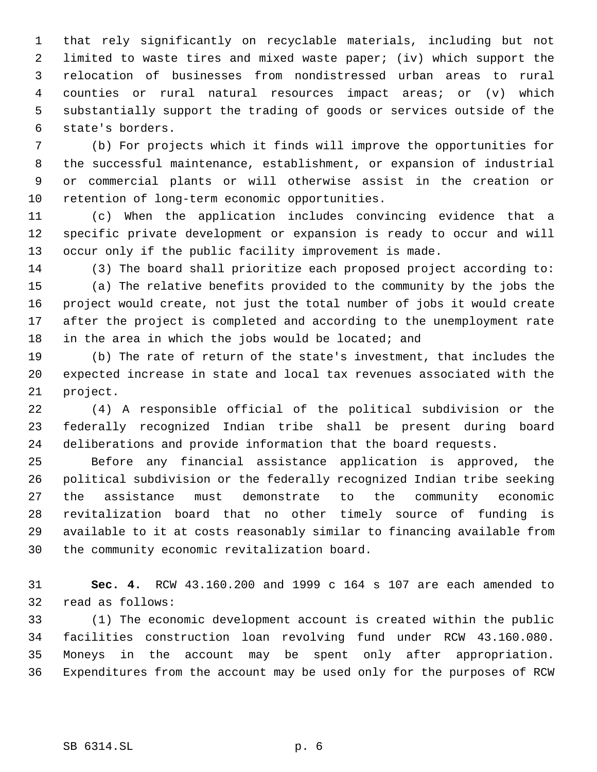that rely significantly on recyclable materials, including but not limited to waste tires and mixed waste paper; (iv) which support the relocation of businesses from nondistressed urban areas to rural counties or rural natural resources impact areas; or (v) which substantially support the trading of goods or services outside of the state's borders.

(b) For projects which it finds will improve the opportunities for the successful maintenance, establishment, or expansion of industrial or commercial plants or will otherwise assist in the creation or retention of long-term economic opportunities.

(c) When the application includes convincing evidence that a specific private development or expansion is ready to occur and will occur only if the public facility improvement is made.

(3) The board shall prioritize each proposed project according to:

(a) The relative benefits provided to the community by the jobs the project would create, not just the total number of jobs it would create after the project is completed and according to the unemployment rate in the area in which the jobs would be located; and

(b) The rate of return of the state's investment, that includes the expected increase in state and local tax revenues associated with the project.

(4) A responsible official of the political subdivision or the federally recognized Indian tribe shall be present during board deliberations and provide information that the board requests.

Before any financial assistance application is approved, the political subdivision or the federally recognized Indian tribe seeking the assistance must demonstrate to the community economic revitalization board that no other timely source of funding is available to it at costs reasonably similar to financing available from the community economic revitalization board.

**Sec. 4.** RCW 43.160.200 and 1999 c 164 s 107 are each amended to read as follows:

(1) The economic development account is created within the public facilities construction loan revolving fund under RCW 43.160.080. Moneys in the account may be spent only after appropriation. Expenditures from the account may be used only for the purposes of RCW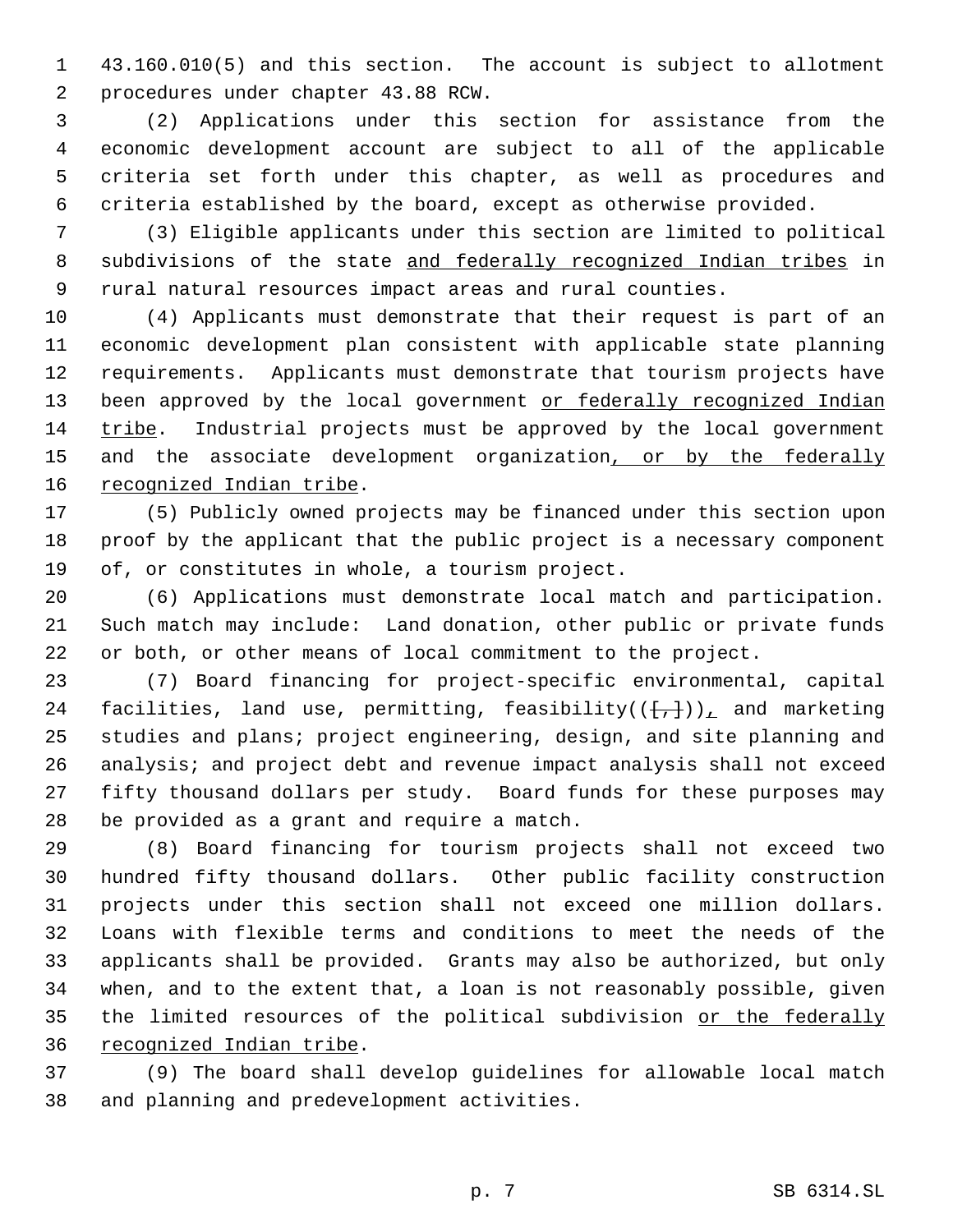43.160.010(5) and this section. The account is subject to allotment procedures under chapter 43.88 RCW.

(2) Applications under this section for assistance from the economic development account are subject to all of the applicable criteria set forth under this chapter, as well as procedures and criteria established by the board, except as otherwise provided.

(3) Eligible applicants under this section are limited to political subdivisions of the state and federally recognized Indian tribes in rural natural resources impact areas and rural counties.

(4) Applicants must demonstrate that their request is part of an economic development plan consistent with applicable state planning requirements. Applicants must demonstrate that tourism projects have been approved by the local government or federally recognized Indian tribe. Industrial projects must be approved by the local government and the associate development organization, or by the federally recognized Indian tribe.

(5) Publicly owned projects may be financed under this section upon proof by the applicant that the public project is a necessary component of, or constitutes in whole, a tourism project.

(6) Applications must demonstrate local match and participation. Such match may include: Land donation, other public or private funds or both, or other means of local commitment to the project.

(7) Board financing for project-specific environmental, capital facilities, land use, permitting, feasibility(([,])), and marketing studies and plans; project engineering, design, and site planning and analysis; and project debt and revenue impact analysis shall not exceed fifty thousand dollars per study. Board funds for these purposes may be provided as a grant and require a match.

(8) Board financing for tourism projects shall not exceed two hundred fifty thousand dollars. Other public facility construction projects under this section shall not exceed one million dollars. Loans with flexible terms and conditions to meet the needs of the applicants shall be provided. Grants may also be authorized, but only when, and to the extent that, a loan is not reasonably possible, given the limited resources of the political subdivision or the federally recognized Indian tribe.

(9) The board shall develop guidelines for allowable local match and planning and predevelopment activities.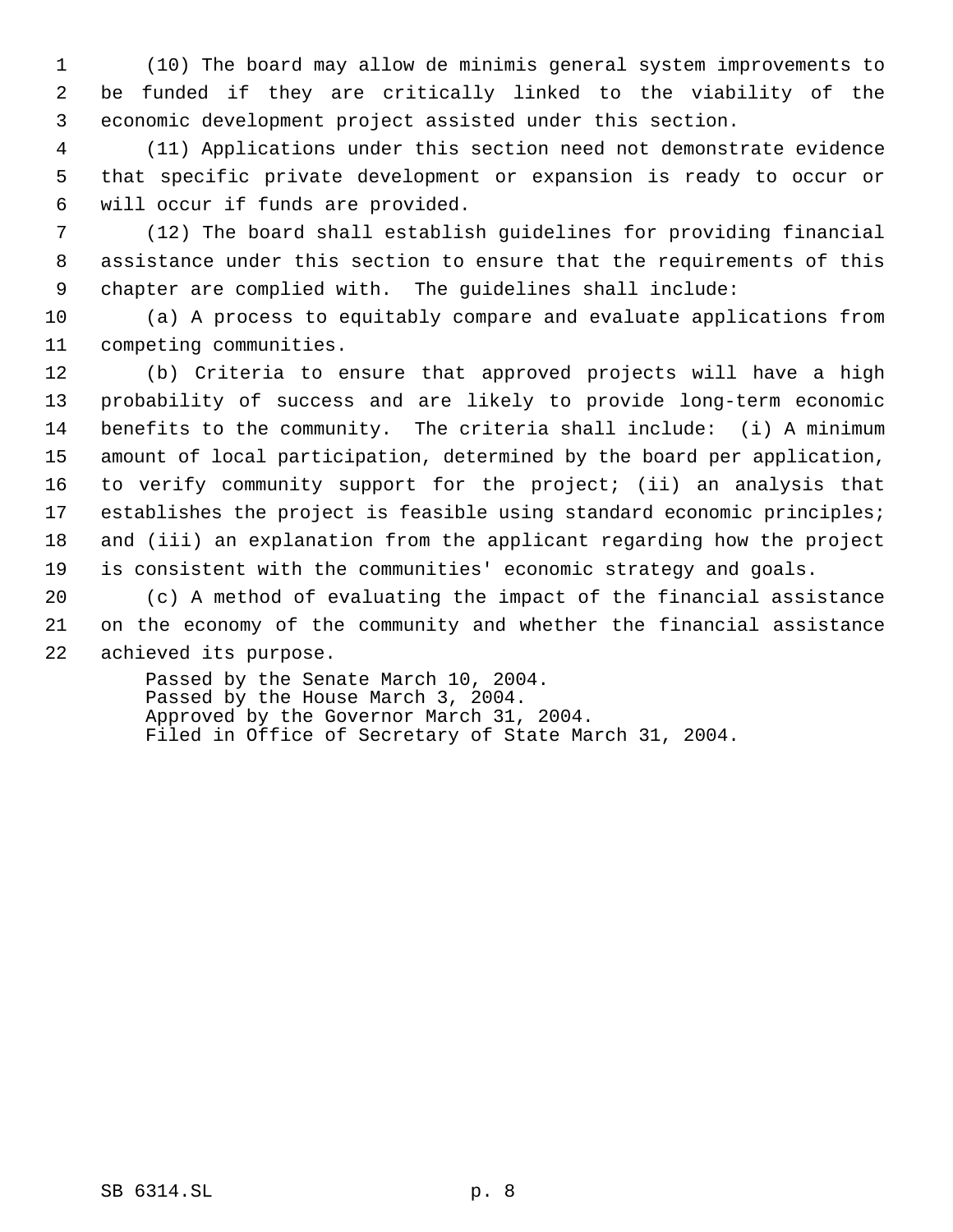(10) The board may allow de minimis general system improvements to be funded if they are critically linked to the viability of the economic development project assisted under this section.

(11) Applications under this section need not demonstrate evidence that specific private development or expansion is ready to occur or will occur if funds are provided.

(12) The board shall establish guidelines for providing financial assistance under this section to ensure that the requirements of this chapter are complied with. The guidelines shall include:

(a) A process to equitably compare and evaluate applications from competing communities.

(b) Criteria to ensure that approved projects will have a high probability of success and are likely to provide long-term economic benefits to the community. The criteria shall include: (i) A minimum amount of local participation, determined by the board per application, to verify community support for the project; (ii) an analysis that establishes the project is feasible using standard economic principles; and (iii) an explanation from the applicant regarding how the project is consistent with the communities' economic strategy and goals.

(c) A method of evaluating the impact of the financial assistance on the economy of the community and whether the financial assistance achieved its purpose.

Passed by the Senate March 10, 2004.
Passed by the House March 3, 2004.
Approved by the Governor March 31, 2004.
Filed in Office of Secretary of State March 31, 2004.